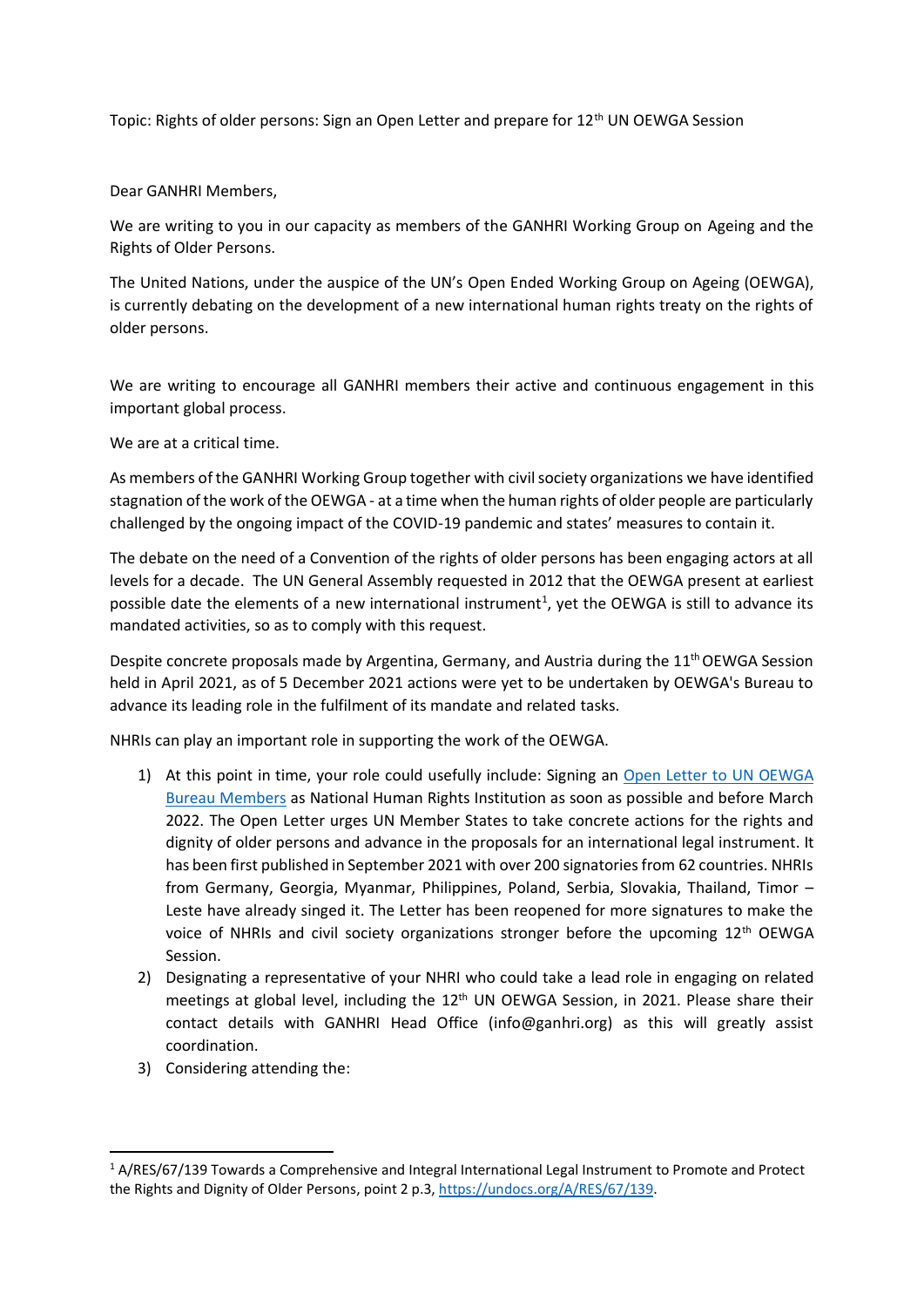Topic: Rights of older persons: Sign an Open Letter and prepare for 12th UN OEWGA Session

Dear GANHRI Members,

We are writing to you in our capacity as members of the GANHRI Working Group on Ageing and the Rights of Older Persons.

The United Nations, under the auspice of the UN's Open Ended Working Group on Ageing (OEWGA), is currently debating on the development of a new international human rights treaty on the rights of older persons.

We are writing to encourage all GANHRI members their active and continuous engagement in this important global process.

We are at a critical time.

As members of the GANHRI Working Group together with civil society organizations we have identified stagnation of the work of the OEWGA - at a time when the human rights of older people are particularly challenged by the ongoing impact of the COVID-19 pandemic and states' measures to contain it.

The debate on the need of a Convention of the rights of older persons has been engaging actors at all levels for a decade. The UN General Assembly requested in 2012 that the OEWGA present at earliest possible date the elements of a new international instrument[1], yet the OEWGA is still to advance its mandated activities, so as to comply with this request.

Despite concrete proposals made by Argentina, Germany, and Austria during the 11th OEWGA Session held in April 2021, as of 5 December 2021 actions were yet to be undertaken by OEWGA's Bureau to advance its leading role in the fulfilment of its mandate and related tasks.

NHRIs can play an important role in supporting the work of the OEWGA.

1) At this point in time, your role could usefully include: Signing an Open Letter to UN OEWGA Bureau Members as National Human Rights Institution as soon as possible and before March 2022. The Open Letter urges UN Member States to take concrete actions for the rights and dignity of older persons and advance in the proposals for an international legal instrument. It has been first published in September 2021 with over 200 signatories from 62 countries. NHRIs from Germany, Georgia, Myanmar, Philippines, Poland, Serbia, Slovakia, Thailand, Timor – Leste have already singed it. The Letter has been reopened for more signatures to make the voice of NHRIs and civil society organizations stronger before the upcoming 12th OEWGA Session.
2) Designating a representative of your NHRI who could take a lead role in engaging on related meetings at global level, including the 12th UN OEWGA Session, in 2021. Please share their contact details with GANHRI Head Office (info@ganhri.org) as this will greatly assist coordination.
3) Considering attending the:

[1] A/RES/67/139 Towards a Comprehensive and Integral International Legal Instrument to Promote and Protect the Rights and Dignity of Older Persons, point 2 p.3, https://undocs.org/A/RES/67/139.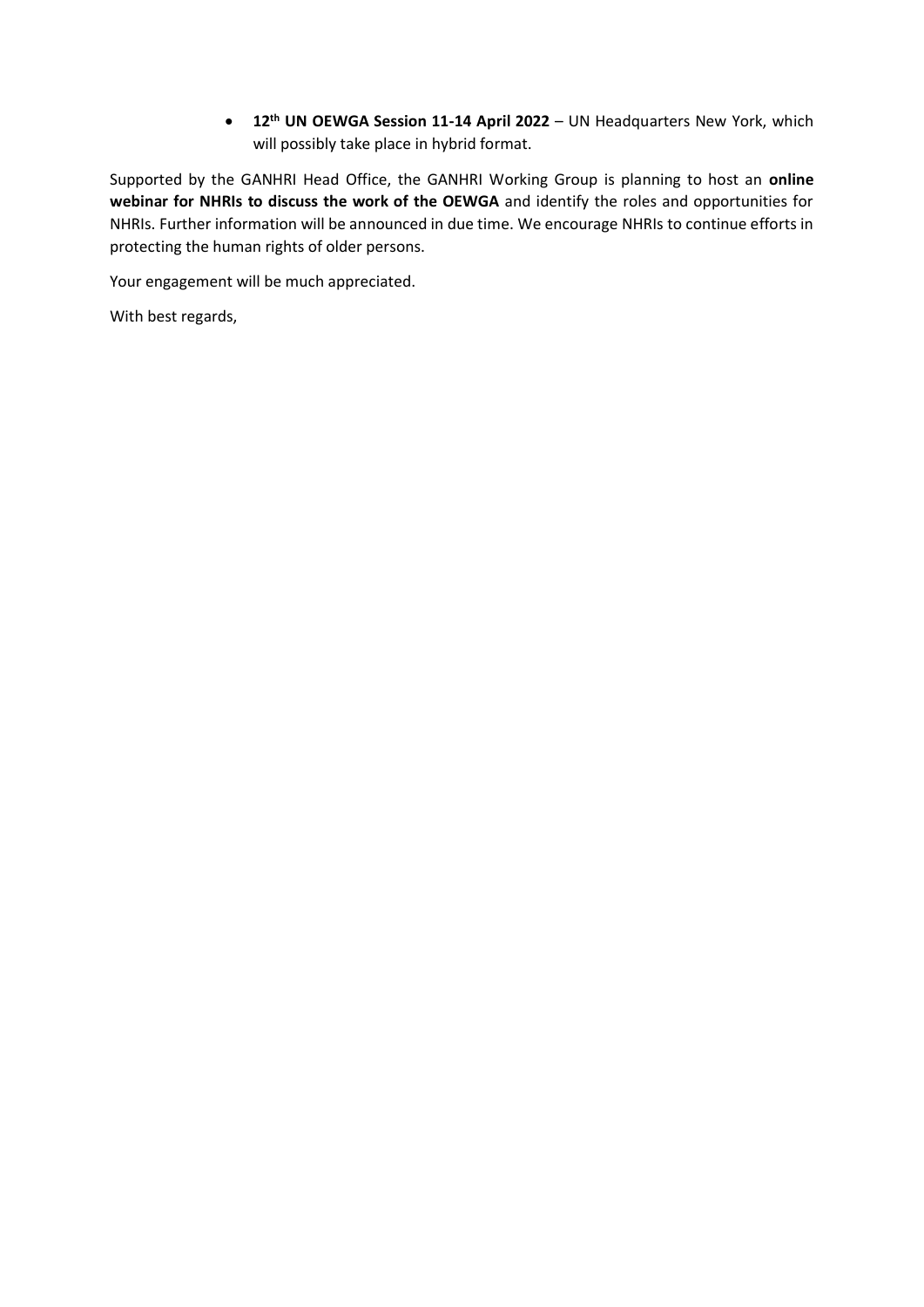- **12th UN OEWGA Session 11-14 April 2022** – UN Headquarters New York, which will possibly take place in hybrid format.

Supported by the GANHRI Head Office, the GANHRI Working Group is planning to host an **online webinar for NHRIs to discuss the work of the OEWGA** and identify the roles and opportunities for NHRIs. Further information will be announced in due time. We encourage NHRIs to continue efforts in protecting the human rights of older persons.

Your engagement will be much appreciated.

With best regards,